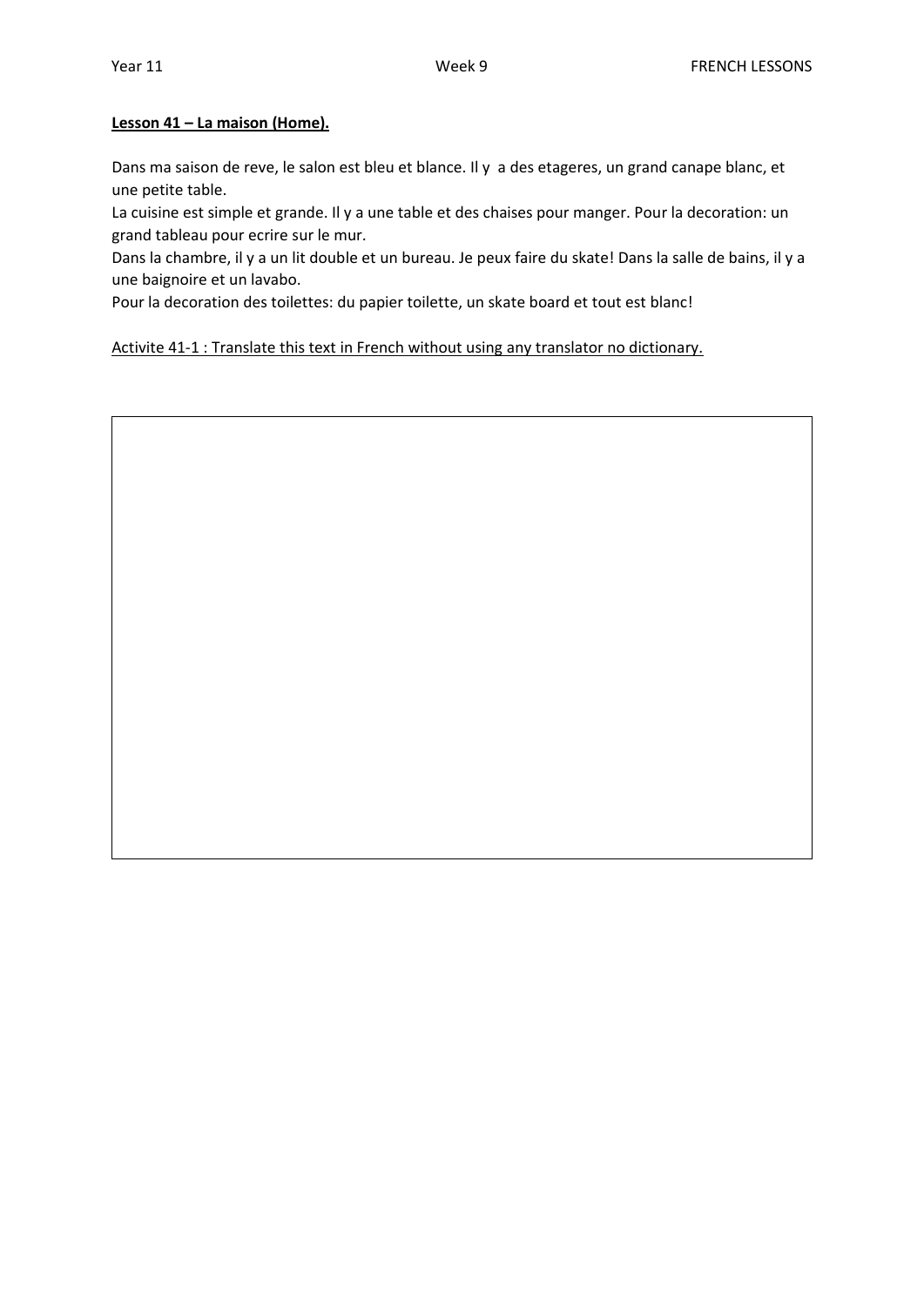**Lesson 41 – La maison (Home).**

Dans ma saison de reve, le salon est bleu et blance. Il y a des etageres, un grand canape blanc, et une petite table.

La cuisine est simple et grande. Il y a une table et des chaises pour manger. Pour la decoration: un grand tableau pour ecrire sur le mur.

Dans la chambre, il y a un lit double et un bureau. Je peux faire du skate! Dans la salle de bains, il y a une baignoire et un lavabo.

Pour la decoration des toilettes: du papier toilette, un skate board et tout est blanc!

<u>Activite 41-1 : Translate this text in French without using any translator no dictionary.</u>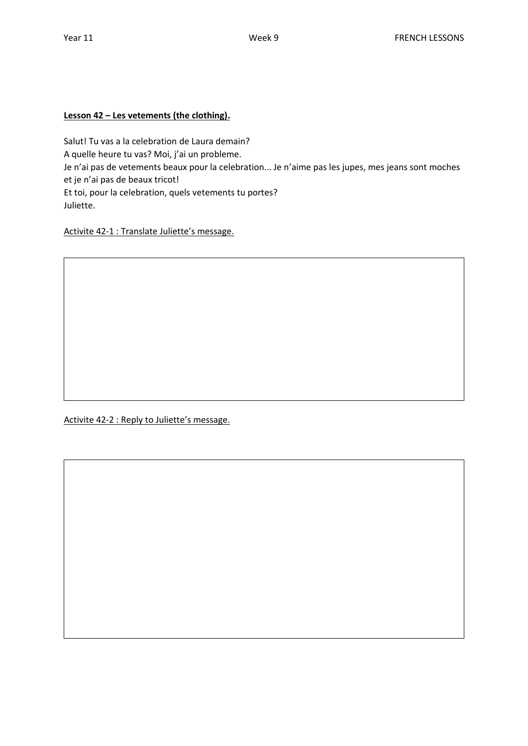## Lesson 42 – Les vetements (the clothing).

Salut! Tu vas a la celebration de Laura demain?
A quelle heure tu vas? Moi, j'ai un probleme.
Je n'ai pas de vetements beaux pour la celebration... Je n'aime pas les jupes, mes jeans sont moches et je n'ai pas de beaux tricot!
Et toi, pour la celebration, quels vetements tu portes?
Juliette.

Activite 42-1 : Translate Juliette's message.

Activite 42-2 : Reply to Juliette's message.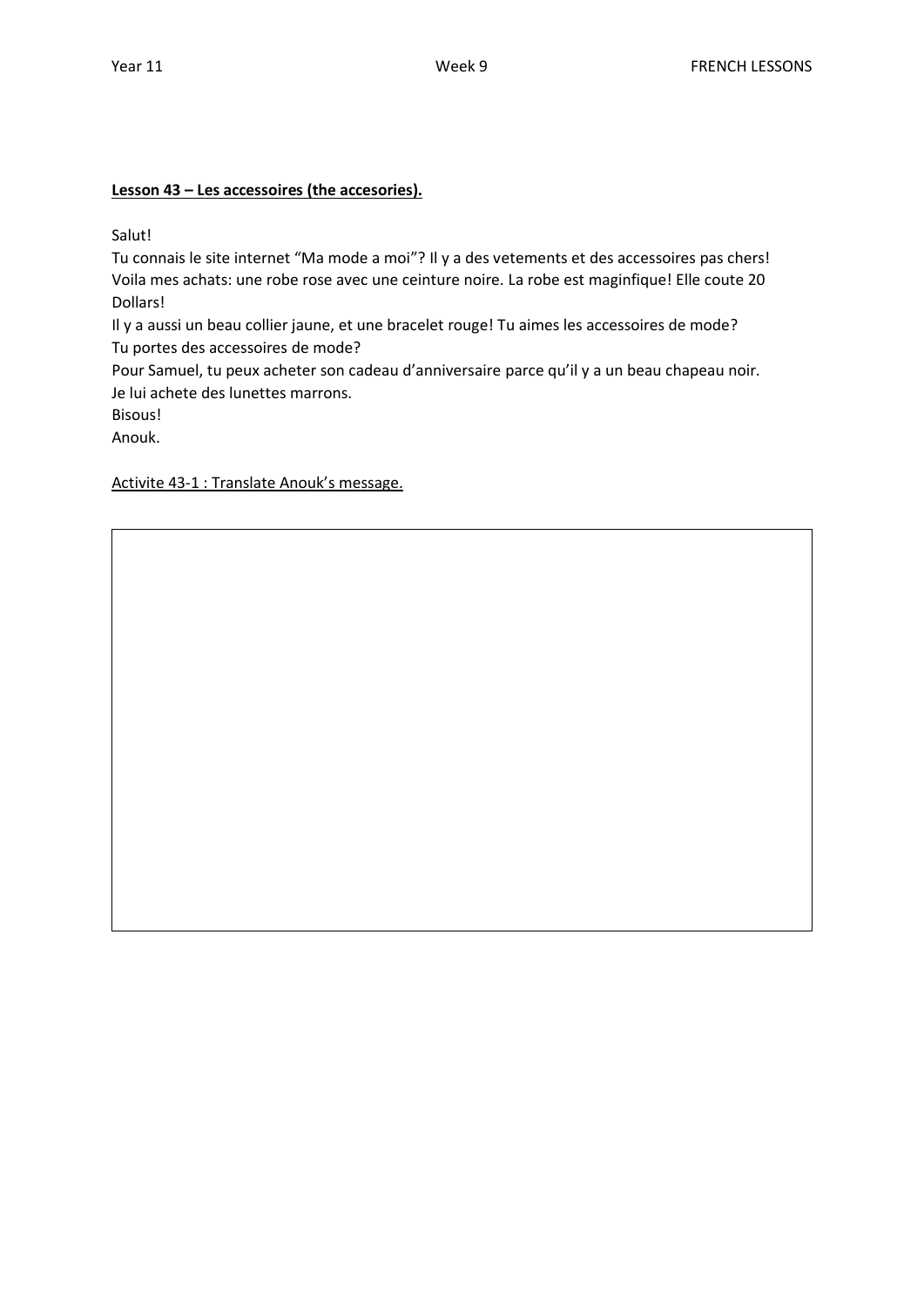**Lesson 43 – Les accessoires (the accesories).**

Salut!

Tu connais le site internet “Ma mode a moi”? Il y a des vetements et des accessoires pas chers!
Voila mes achats: une robe rose avec une ceinture noire. La robe est maginfique! Elle coute 20 Dollars!

Il y a aussi un beau collier jaune, et une bracelet rouge! Tu aimes les accessoires de mode? Tu portes des accessoires de mode?

Pour Samuel, tu peux acheter son cadeau d’anniversaire parce qu’il y a un beau chapeau noir. Je lui achete des lunettes marrons.

Bisous!

Anouk.

<u>Activite 43-1 : Translate Anouk’s message.</u>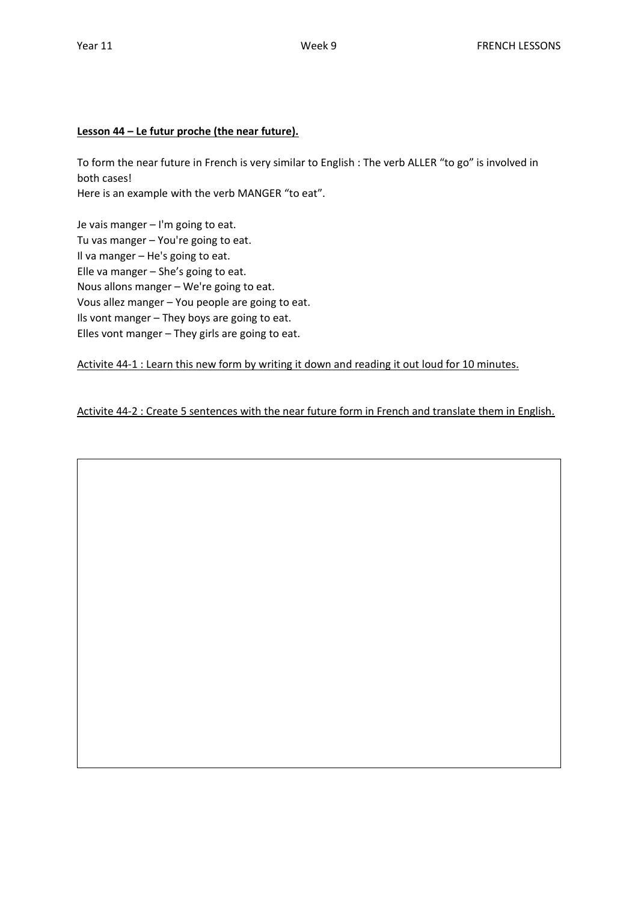**Lesson 44 – Le futur proche (the near future).**

To form the near future in French is very similar to English : The verb ALLER “to go” is involved in both cases!
Here is an example with the verb MANGER “to eat”.

Je vais manger – I'm going to eat.
Tu vas manger – You're going to eat.
Il va manger – He's going to eat.
Elle va manger – She’s going to eat.
Nous allons manger – We're going to eat.
Vous allez manger – You people are going to eat.
Ils vont manger – They boys are going to eat.
Elles vont manger – They girls are going to eat.

Activite 44-1 : Learn this new form by writing it down and reading it out loud for 10 minutes.

Activite 44-2 : Create 5 sentences with the near future form in French and translate them in English.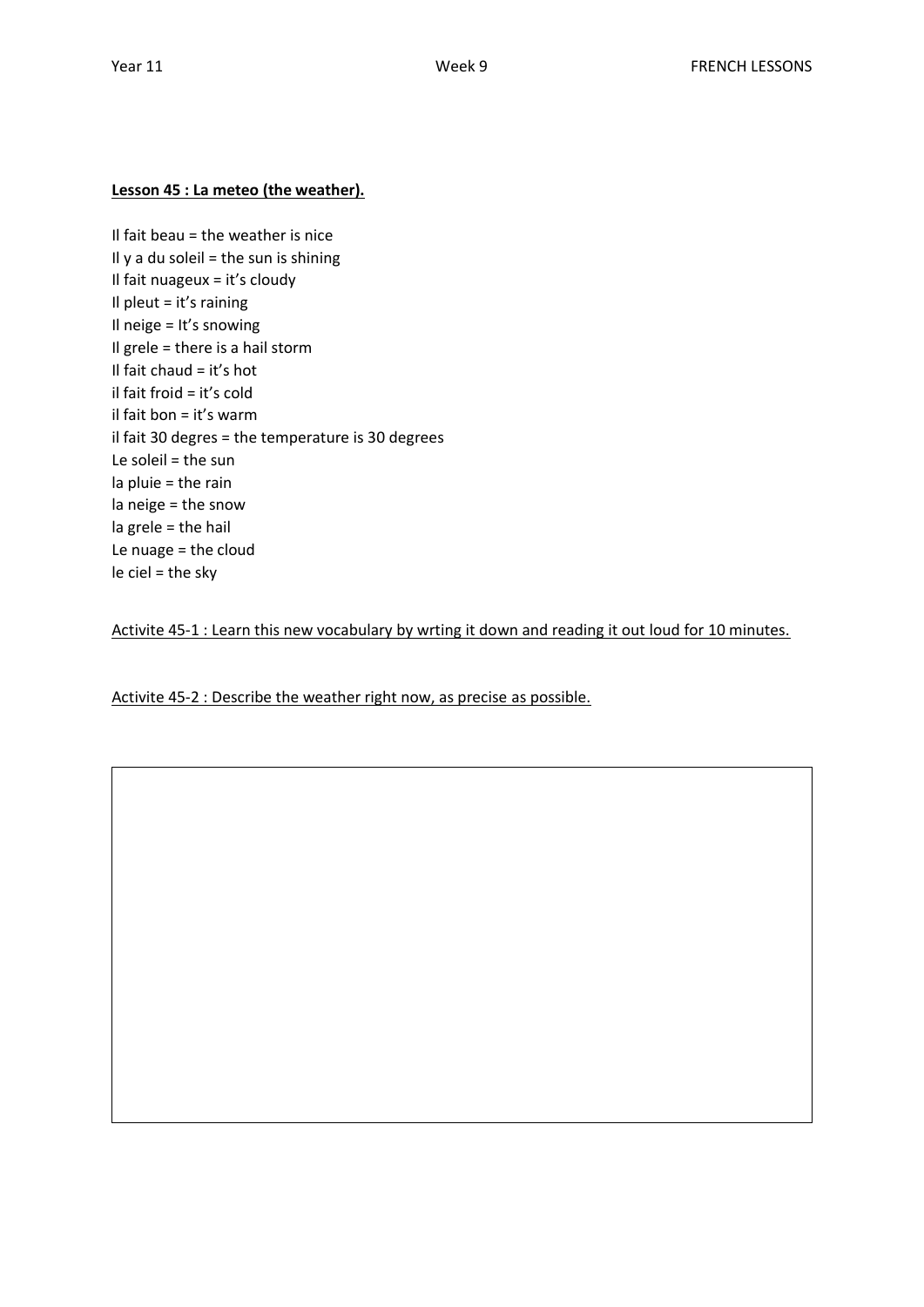**Lesson 45 : La meteo (the weather).**

Il fait beau = the weather is nice
Il y a du soleil = the sun is shining
Il fait nuageux = it's cloudy
Il pleut = it's raining
Il neige = It's snowing
Il grele = there is a hail storm
Il fait chaud = it's hot
il fait froid = it's cold
il fait bon = it's warm
il fait 30 degres = the temperature is 30 degrees
Le soleil = the sun
la pluie = the rain
la neige = the snow
la grele = the hail
Le nuage = the cloud
le ciel = the sky

Activite 45-1 : Learn this new vocabulary by wrting it down and reading it out loud for 10 minutes.

Activite 45-2 : Describe the weather right now, as precise as possible.